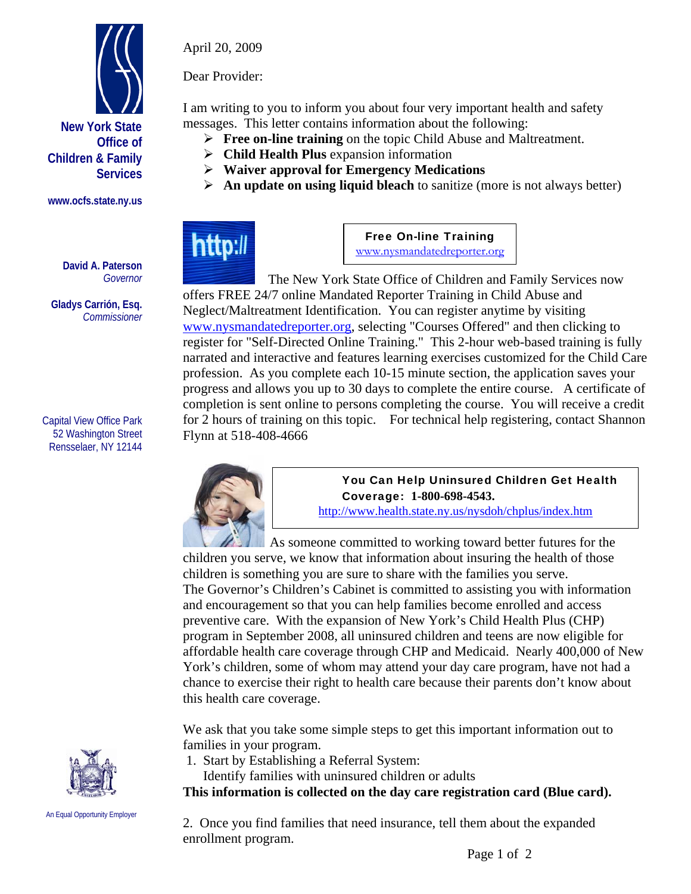**New York State Office of Children & Family Services**

www.ocfs.state.ny.us

**David A. Paterson**
*Governor*

**Gladys Carrión, Esq.**
*Commissioner*

Capital View Office Park
52 Washington Street
Rensselaer, NY 12144

An Equal Opportunity Employer

April 20, 2009

Dear Provider:

I am writing to you to inform you about four very important health and safety messages. This letter contains information about the following:

- **Free on-line training** on the topic Child Abuse and Maltreatment.
- **Child Health Plus** expansion information
- **Waiver approval for Emergency Medications**
- **An update on using liquid bleach** to sanitize (more is not always better)

**Free On-line Training**
www.nysmandatedreporter.org

The New York State Office of Children and Family Services now offers FREE 24/7 online Mandated Reporter Training in Child Abuse and Neglect/Maltreatment Identification. You can register anytime by visiting www.nysmandatedreporter.org, selecting "Courses Offered" and then clicking to register for "Self-Directed Online Training." This 2-hour web-based training is fully narrated and interactive and features learning exercises customized for the Child Care profession. As you complete each 10-15 minute section, the application saves your progress and allows you up to 30 days to complete the entire course. A certificate of completion is sent online to persons completing the course. You will receive a credit for 2 hours of training on this topic. For technical help registering, contact Shannon Flynn at 518-408-4666

**You Can Help Uninsured Children Get Health Coverage: 1-800-698-4543.**
http://www.health.state.ny.us/nysdoh/chplus/index.htm

As someone committed to working toward better futures for the children you serve, we know that information about insuring the health of those children is something you are sure to share with the families you serve. The Governor's Children's Cabinet is committed to assisting you with information and encouragement so that you can help families become enrolled and access preventive care. With the expansion of New York's Child Health Plus (CHP) program in September 2008, all uninsured children and teens are now eligible for affordable health care coverage through CHP and Medicaid. Nearly 400,000 of New York's children, some of whom may attend your day care program, have not had a chance to exercise their right to health care because their parents don't know about this health care coverage.

We ask that you take some simple steps to get this important information out to families in your program.

1. Start by Establishing a Referral System:
   Identify families with uninsured children or adults

**This information is collected on the day care registration card (Blue card).**

2. Once you find families that need insurance, tell them about the expanded enrollment program.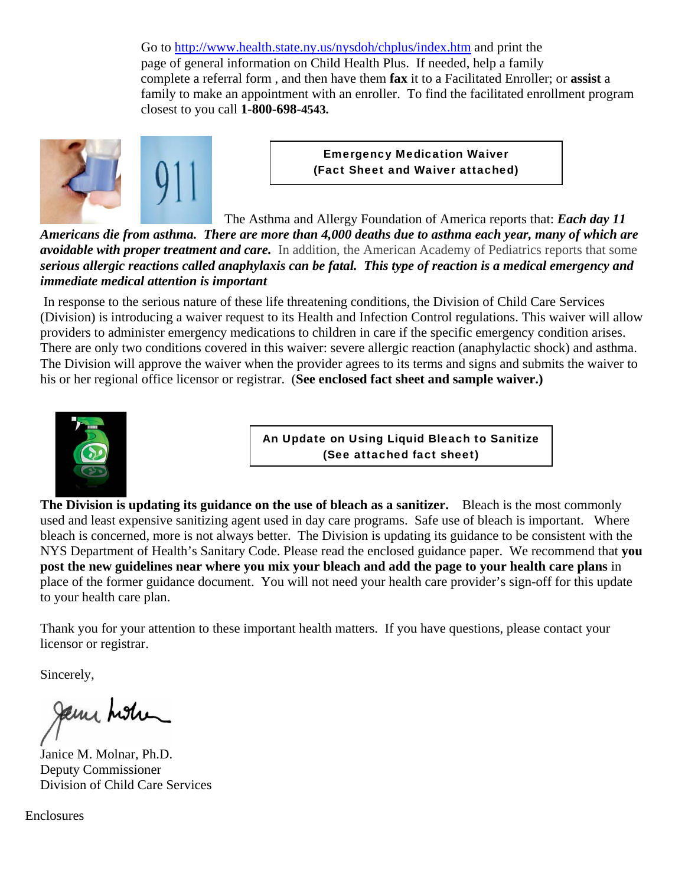Go to [http://www.health.state.ny.us/nysdoh/chplus/index.htm](http://www.health.state.ny.us/nysdoh/chplus/index.htm) and print the page of general information on Child Health Plus. If needed, help a family complete a referral form , and then have them **fax** it to a Facilitated Enroller; or **assist** a family to make an appointment with an enroller. To find the facilitated enrollment program closest to you call **1-800-698-4543.**

**Emergency Medication Waiver**
**(Fact Sheet and Waiver attached)**

The Asthma and Allergy Foundation of America reports that: ***Each day 11 Americans die from asthma. There are more than 4,000 deaths due to asthma each year, many of which are avoidable with proper treatment and care.*** In addition, the American Academy of Pediatrics reports that some ***serious allergic reactions called anaphylaxis can be fatal. This type of reaction is a medical emergency and immediate medical attention is important***

In response to the serious nature of these life threatening conditions, the Division of Child Care Services (Division) is introducing a waiver request to its Health and Infection Control regulations. This waiver will allow providers to administer emergency medications to children in care if the specific emergency condition arises. There are only two conditions covered in this waiver: severe allergic reaction (anaphylactic shock) and asthma. The Division will approve the waiver when the provider agrees to its terms and signs and submits the waiver to his or her regional office licensor or registrar. (**See enclosed fact sheet and sample waiver.)**

**An Update on Using Liquid Bleach to Sanitize**
**(See attached fact sheet)**

**The Division is updating its guidance on the use of bleach as a sanitizer.** Bleach is the most commonly used and least expensive sanitizing agent used in day care programs. Safe use of bleach is important. Where bleach is concerned, more is not always better. The Division is updating its guidance to be consistent with the NYS Department of Health's Sanitary Code. Please read the enclosed guidance paper. We recommend that **you post the new guidelines near where you mix your bleach and add the page to your health care plans** in place of the former guidance document. You will not need your health care provider's sign-off for this update to your health care plan.

Thank you for your attention to these important health matters. If you have questions, please contact your licensor or registrar.

Sincerely,

Janice M. Molnar, Ph.D.
Deputy Commissioner
Division of Child Care Services

Enclosures